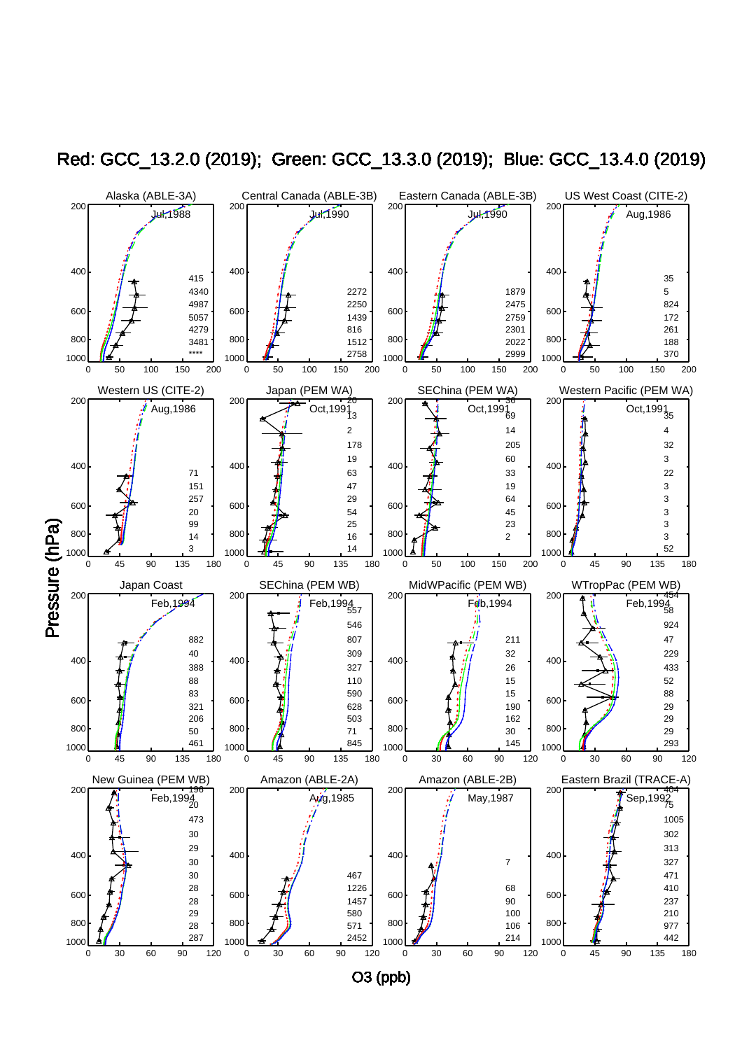# Red: GCC_13.2.0 (2019); Green: GCC_13.3.0 (2019); Blue: GCC_13.4.0 (2019)

Alaska (ABLE-3A) — Jul,1988

Central Canada (ABLE-3B) — Jul,1990

Eastern Canada (ABLE-3B) — Jul,1990

US West Coast (CITE-2) — Aug,1986

Western US (CITE-2) — Aug,1986

Japan (PEM WA) — Oct,1991

SEChina (PEM WA) — Oct,1991

Western Pacific (PEM WA) — Oct,1991

Japan Coast — Feb,1994

SEChina (PEM WB) — Feb,1994

MidWPacific (PEM WB) — Feb,1994

WTropPac (PEM WB) — Feb,1994

New Guinea (PEM WB) — Feb,1994

Amazon (ABLE-2A) — Aug,1985

Amazon (ABLE-2B) — May,1987

Eastern Brazil (TRACE-A) — Sep,1992

Pressure (hPa)

O3 (ppb)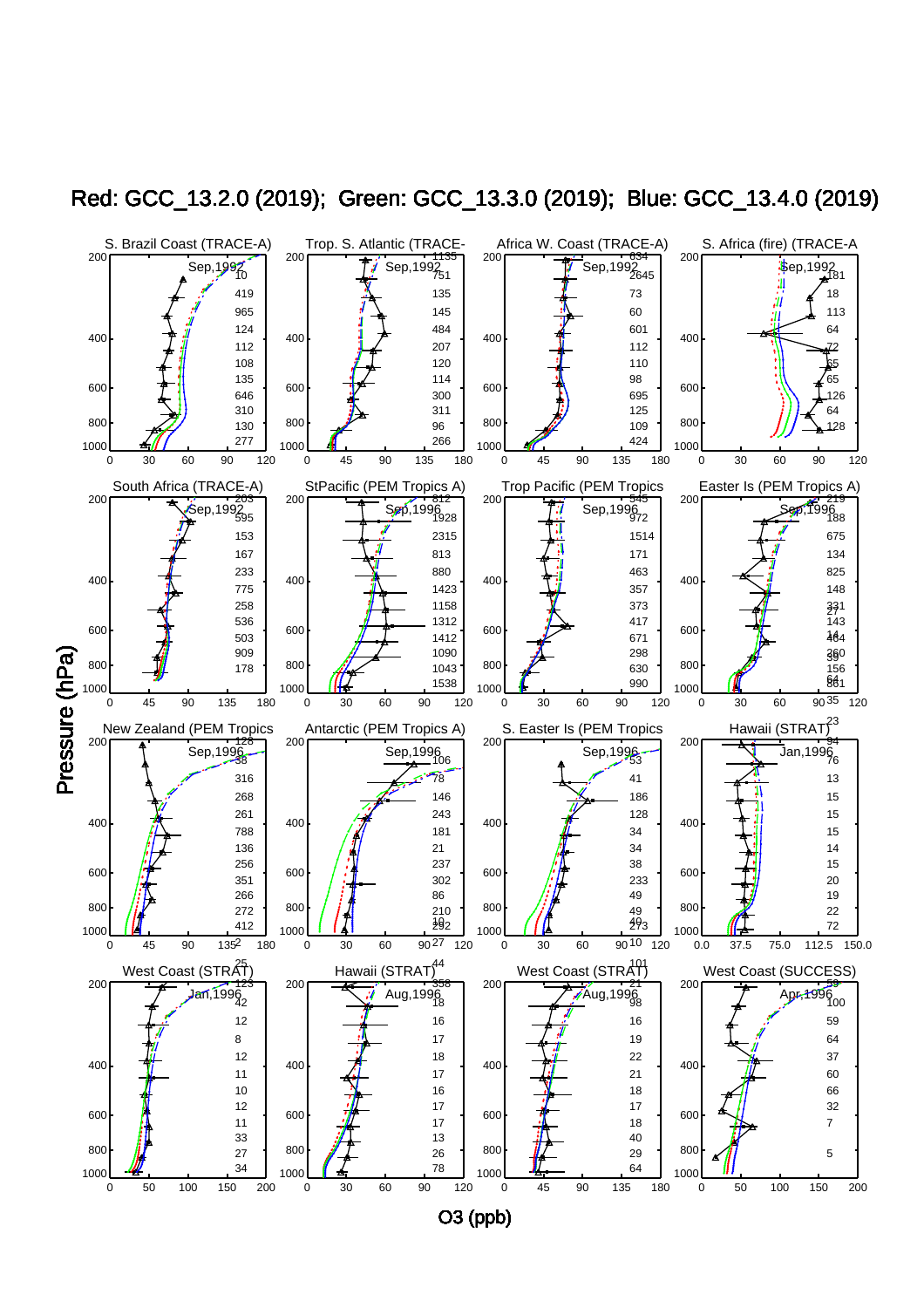Red: GCC_13.2.0 (2019); Green: GCC_13.3.0 (2019); Blue: GCC_13.4.0 (2019)

S. Brazil Coast (TRACE-A) — Sep,1992

Trop. S. Atlantic (TRACE- — Sep,1992

Africa W. Coast (TRACE-A) — Sep,1992

S. Africa (fire) (TRACE-A — Sep,1992

South Africa (TRACE-A) — Sep,1992

StPacific (PEM Tropics A) — Sep,1996

Trop Pacific (PEM Tropics — Sep,1996

Easter Is (PEM Tropics A) — Sep,1996

New Zealand (PEM Tropics — Sep,1996

Antarctic (PEM Tropics A) — Sep,1996

S. Easter Is (PEM Tropics — Sep,1996

Hawaii (STRAT) — Jan,1996

West Coast (STRAT) — Jan,1996

Hawaii (STRAT) — Aug,1996

West Coast (STRAT) — Aug,1996

West Coast (SUCCESS) — Apr,1996

Pressure (hPa)

O3 (ppb)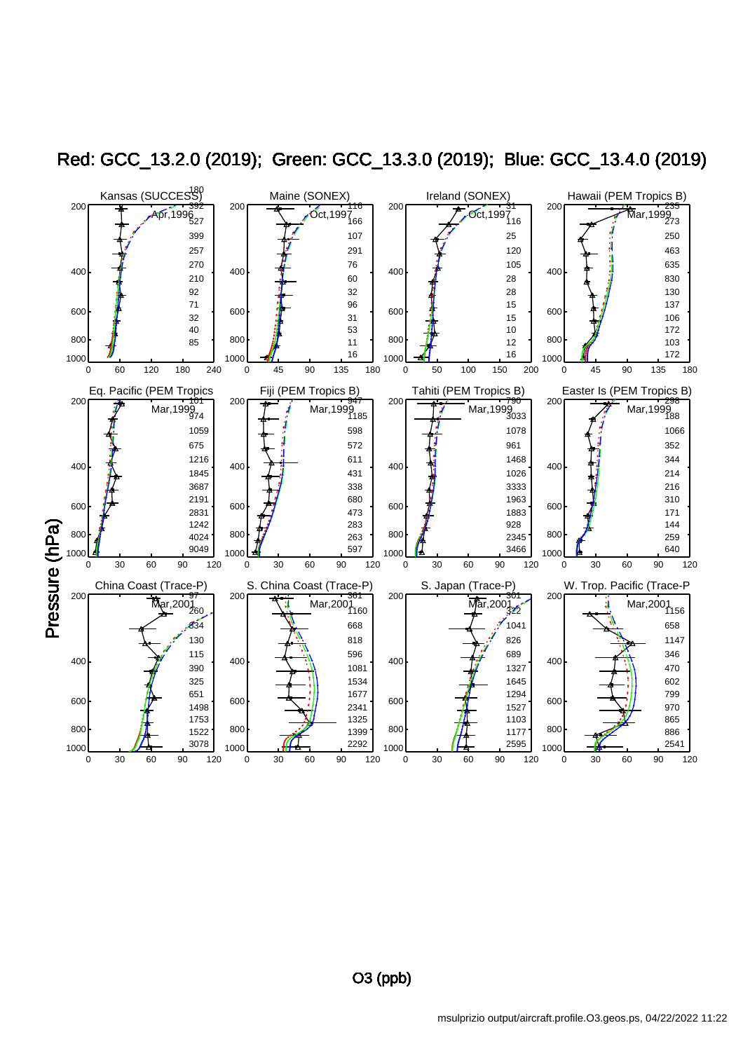Red: GCC_13.2.0 (2019); Green: GCC_13.3.0 (2019); Blue: GCC_13.4.0 (2019)

Kansas (SUCCESS)
Apr,1996
180
392
527
399
257
270
210
92
71
32
40
85

Maine (SONEX)
Oct,1997
118
166
107
291
76
60
32
96
31
53
11
16

Ireland (SONEX)
Oct,1997
31
116
25
120
105
28
28
15
15
10
12
16

Hawaii (PEM Tropics B)
Mar,1999
235
273
250
463
635
830
130
137
106
172
103
172

Eq. Pacific (PEM Tropics
Mar,1999
101
974
1059
675
1216
1845
3687
2191
2831
1242
4024
9049

Fiji (PEM Tropics B)
Mar,1999
947
1185
598
572
611
431
338
680
473
283
263
597

Tahiti (PEM Tropics B)
Mar,1999
790
3033
1078
961
1468
1026
3333
1963
1883
928
2345
3466

Easter Is (PEM Tropics B)
Mar,1999
298
188
1066
352
344
214
216
310
171
144
259
640

China Coast (Trace-P)
Mar,2001
97
260
334
130
115
390
325
651
1498
1753
1522
3078

S. China Coast (Trace-P)
Mar,2001
301
1160
668
818
596
1081
1534
1677
2341
1325
1399
2292

S. Japan (Trace-P)
Mar,2001
301
322
1041
826
689
1327
1645
1294
1527
1103
1177
2595

W. Trop. Pacific (Trace-P
Mar,2001
1156
658
1147
346
470
602
799
970
865
886
2541

Pressure (hPa)

O3 (ppb)

msulprizio output/aircraft.profile.O3.geos.ps, 04/22/2022 11:22